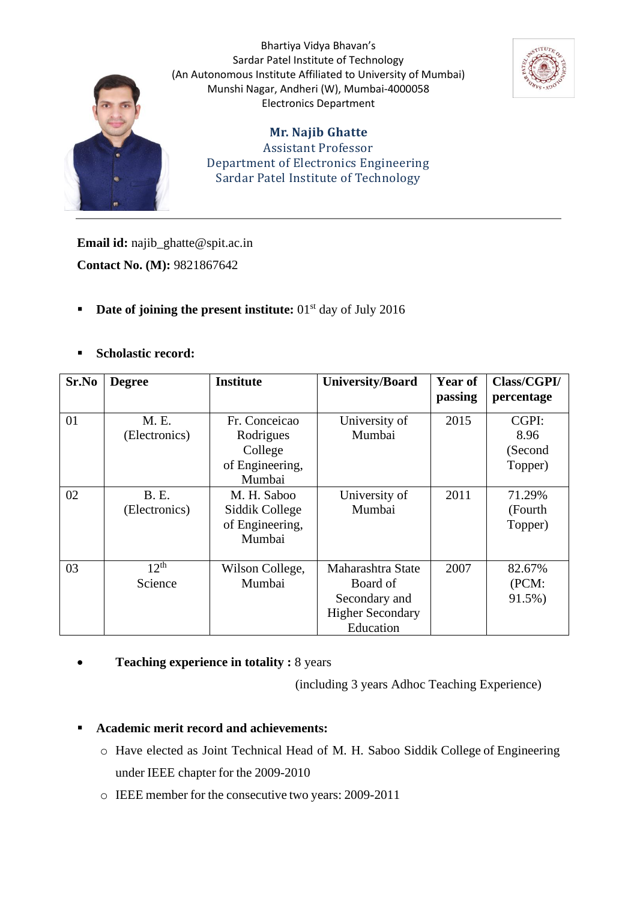Bhartiya Vidya Bhavan's
Sardar Patel Institute of Technology
(An Autonomous Institute Affiliated to University of Mumbai)
Munshi Nagar, Andheri (W), Mumbai-4000058
Electronics Department

**Mr. Najib Ghatte**
Assistant Professor
Department of Electronics Engineering
Sardar Patel Institute of Technology

---

**Email id:** najib_ghatte@spit.ac.in

**Contact No. (M):** 9821867642

- **Date of joining the present institute:** 01st day of July 2016

- **Scholastic record:**

| Sr.No | Degree | Institute | University/Board | Year of passing | Class/CGPI/ percentage |
|---|---|---|---|---|---|
| 01 | M. E. (Electronics) | Fr. Conceicao Rodrigues College of Engineering, Mumbai | University of Mumbai | 2015 | CGPI: 8.96 (Second Topper) |
| 02 | B. E. (Electronics) | M. H. Saboo Siddik College of Engineering, Mumbai | University of Mumbai | 2011 | 71.29% (Fourth Topper) |
| 03 | 12th Science | Wilson College, Mumbai | Maharashtra State Board of Secondary and Higher Secondary Education | 2007 | 82.67% (PCM: 91.5%) |

- **Teaching experience in totality :** 8 years (including 3 years Adhoc Teaching Experience)

- **Academic merit record and achievements:**
  - Have elected as Joint Technical Head of M. H. Saboo Siddik College of Engineering under IEEE chapter for the 2009-2010
  - IEEE member for the consecutive two years: 2009-2011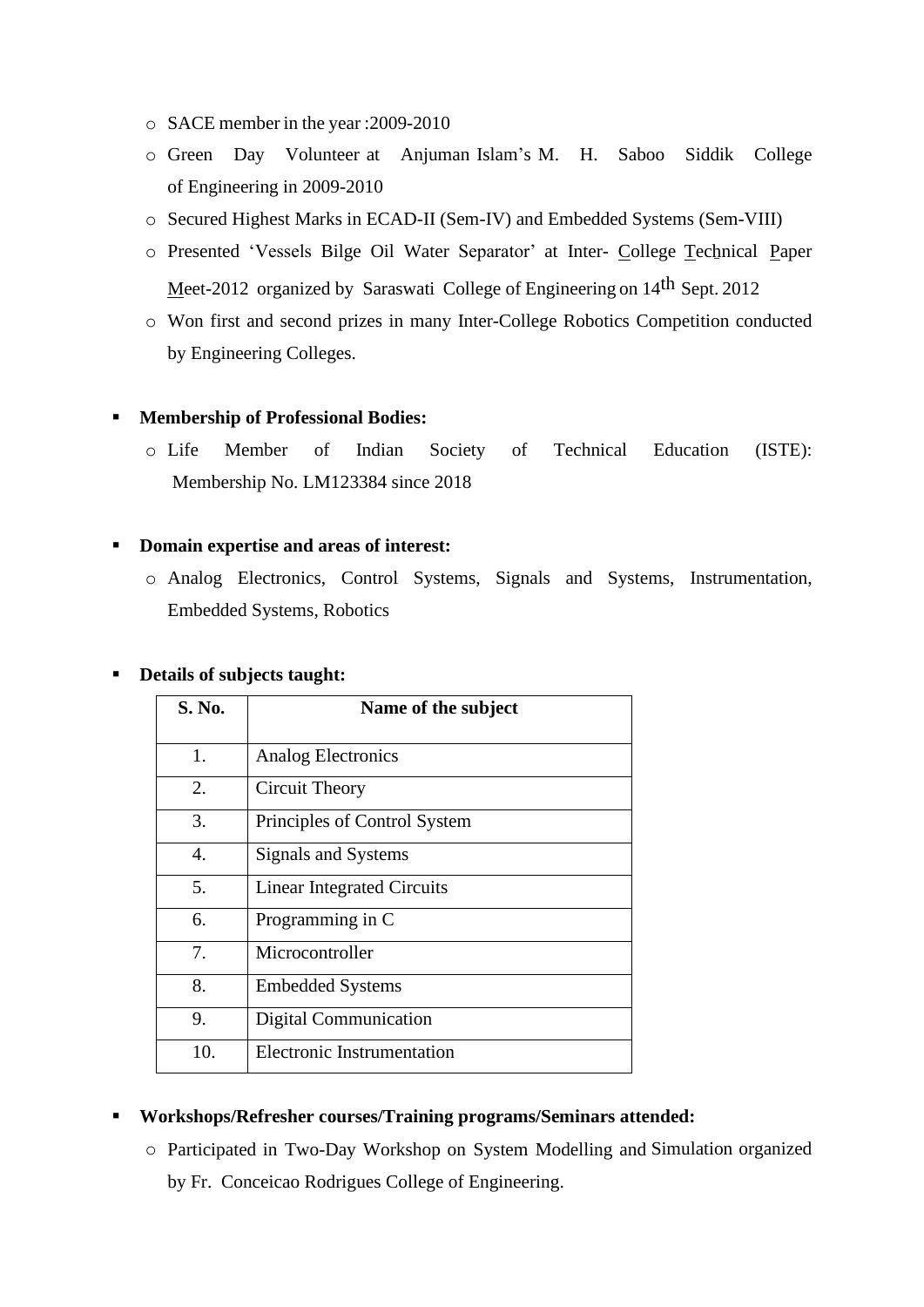- SACE member in the year :2009-2010
- Green Day Volunteer at Anjuman Islam's M. H. Saboo Siddik College of Engineering in 2009-2010
- Secured Highest Marks in ECAD-II (Sem-IV) and Embedded Systems (Sem-VIII)
- Presented 'Vessels Bilge Oil Water Separator' at Inter- College Technical Paper Meet-2012 organized by Saraswati College of Engineering on 14th Sept. 2012
- Won first and second prizes in many Inter-College Robotics Competition conducted by Engineering Colleges.

- **Membership of Professional Bodies:**
  - Life Member of Indian Society of Technical Education (ISTE): Membership No. LM123384 since 2018

- **Domain expertise and areas of interest:**
  - Analog Electronics, Control Systems, Signals and Systems, Instrumentation, Embedded Systems, Robotics

- **Details of subjects taught:**

| S. No. | Name of the subject |
|---|---|
| 1. | Analog Electronics |
| 2. | Circuit Theory |
| 3. | Principles of Control System |
| 4. | Signals and Systems |
| 5. | Linear Integrated Circuits |
| 6. | Programming in C |
| 7. | Microcontroller |
| 8. | Embedded Systems |
| 9. | Digital Communication |
| 10. | Electronic Instrumentation |

- **Workshops/Refresher courses/Training programs/Seminars attended:**
  - Participated in Two-Day Workshop on System Modelling and Simulation organized by Fr. Conceicao Rodrigues College of Engineering.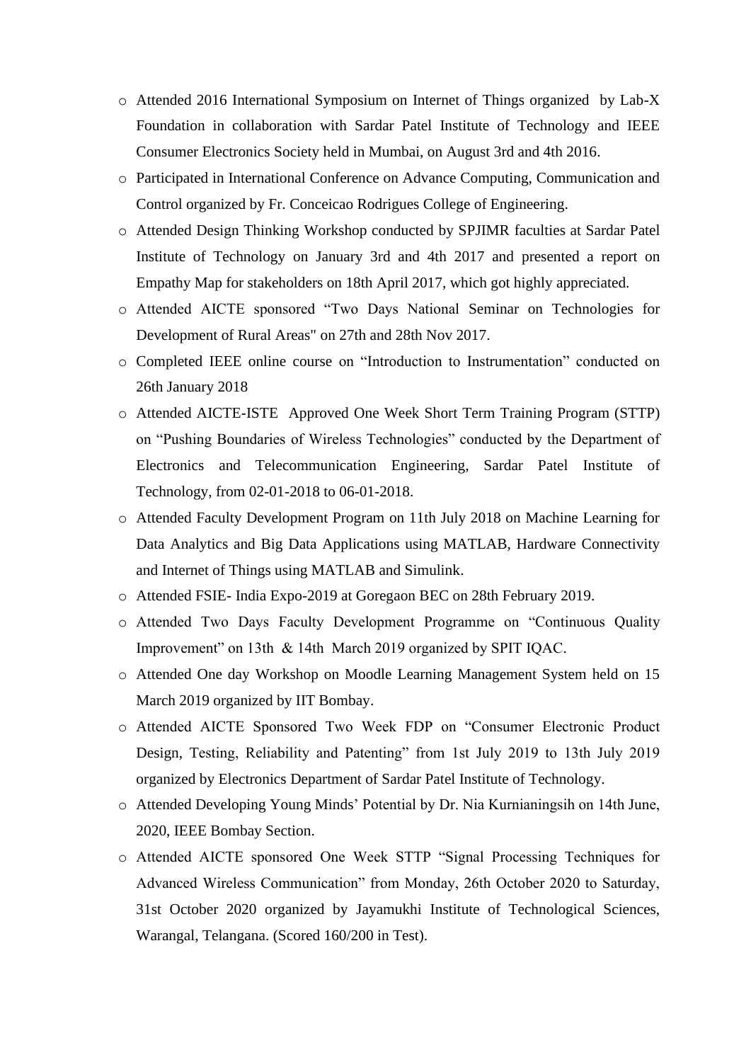- Attended 2016 International Symposium on Internet of Things organized by Lab-X Foundation in collaboration with Sardar Patel Institute of Technology and IEEE Consumer Electronics Society held in Mumbai, on August 3rd and 4th 2016.
- Participated in International Conference on Advance Computing, Communication and Control organized by Fr. Conceicao Rodrigues College of Engineering.
- Attended Design Thinking Workshop conducted by SPJIMR faculties at Sardar Patel Institute of Technology on January 3rd and 4th 2017 and presented a report on Empathy Map for stakeholders on 18th April 2017, which got highly appreciated.
- Attended AICTE sponsored "Two Days National Seminar on Technologies for Development of Rural Areas" on 27th and 28th Nov 2017.
- Completed IEEE online course on "Introduction to Instrumentation" conducted on 26th January 2018
- Attended AICTE-ISTE Approved One Week Short Term Training Program (STTP) on "Pushing Boundaries of Wireless Technologies" conducted by the Department of Electronics and Telecommunication Engineering, Sardar Patel Institute of Technology, from 02-01-2018 to 06-01-2018.
- Attended Faculty Development Program on 11th July 2018 on Machine Learning for Data Analytics and Big Data Applications using MATLAB, Hardware Connectivity and Internet of Things using MATLAB and Simulink.
- Attended FSIE- India Expo-2019 at Goregaon BEC on 28th February 2019.
- Attended Two Days Faculty Development Programme on "Continuous Quality Improvement" on 13th & 14th March 2019 organized by SPIT IQAC.
- Attended One day Workshop on Moodle Learning Management System held on 15 March 2019 organized by IIT Bombay.
- Attended AICTE Sponsored Two Week FDP on "Consumer Electronic Product Design, Testing, Reliability and Patenting" from 1st July 2019 to 13th July 2019 organized by Electronics Department of Sardar Patel Institute of Technology.
- Attended Developing Young Minds' Potential by Dr. Nia Kurnianingsih on 14th June, 2020, IEEE Bombay Section.
- Attended AICTE sponsored One Week STTP "Signal Processing Techniques for Advanced Wireless Communication" from Monday, 26th October 2020 to Saturday, 31st October 2020 organized by Jayamukhi Institute of Technological Sciences, Warangal, Telangana. (Scored 160/200 in Test).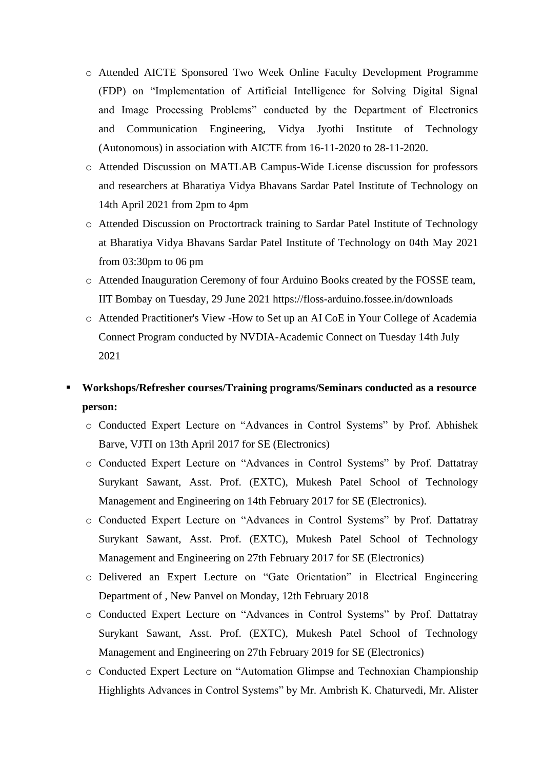- Attended AICTE Sponsored Two Week Online Faculty Development Programme (FDP) on "Implementation of Artificial Intelligence for Solving Digital Signal and Image Processing Problems" conducted by the Department of Electronics and Communication Engineering, Vidya Jyothi Institute of Technology (Autonomous) in association with AICTE from 16-11-2020 to 28-11-2020.
- Attended Discussion on MATLAB Campus-Wide License discussion for professors and researchers at Bharatiya Vidya Bhavans Sardar Patel Institute of Technology on 14th April 2021 from 2pm to 4pm
- Attended Discussion on Proctortrack training to Sardar Patel Institute of Technology at Bharatiya Vidya Bhavans Sardar Patel Institute of Technology on 04th May 2021 from 03:30pm to 06 pm
- Attended Inauguration Ceremony of four Arduino Books created by the FOSSE team, IIT Bombay on Tuesday, 29 June 2021 https://floss-arduino.fossee.in/downloads
- Attended Practitioner's View -How to Set up an AI CoE in Your College of Academia Connect Program conducted by NVDIA-Academic Connect on Tuesday 14th July 2021

- **Workshops/Refresher courses/Training programs/Seminars conducted as a resource person:**
  - Conducted Expert Lecture on "Advances in Control Systems" by Prof. Abhishek Barve, VJTI on 13th April 2017 for SE (Electronics)
  - Conducted Expert Lecture on "Advances in Control Systems" by Prof. Dattatray Surykant Sawant, Asst. Prof. (EXTC), Mukesh Patel School of Technology Management and Engineering on 14th February 2017 for SE (Electronics).
  - Conducted Expert Lecture on "Advances in Control Systems" by Prof. Dattatray Surykant Sawant, Asst. Prof. (EXTC), Mukesh Patel School of Technology Management and Engineering on 27th February 2017 for SE (Electronics)
  - Delivered an Expert Lecture on "Gate Orientation" in Electrical Engineering Department of , New Panvel on Monday, 12th February 2018
  - Conducted Expert Lecture on "Advances in Control Systems" by Prof. Dattatray Surykant Sawant, Asst. Prof. (EXTC), Mukesh Patel School of Technology Management and Engineering on 27th February 2019 for SE (Electronics)
  - Conducted Expert Lecture on "Automation Glimpse and Technoxian Championship Highlights Advances in Control Systems" by Mr. Ambrish K. Chaturvedi, Mr. Alister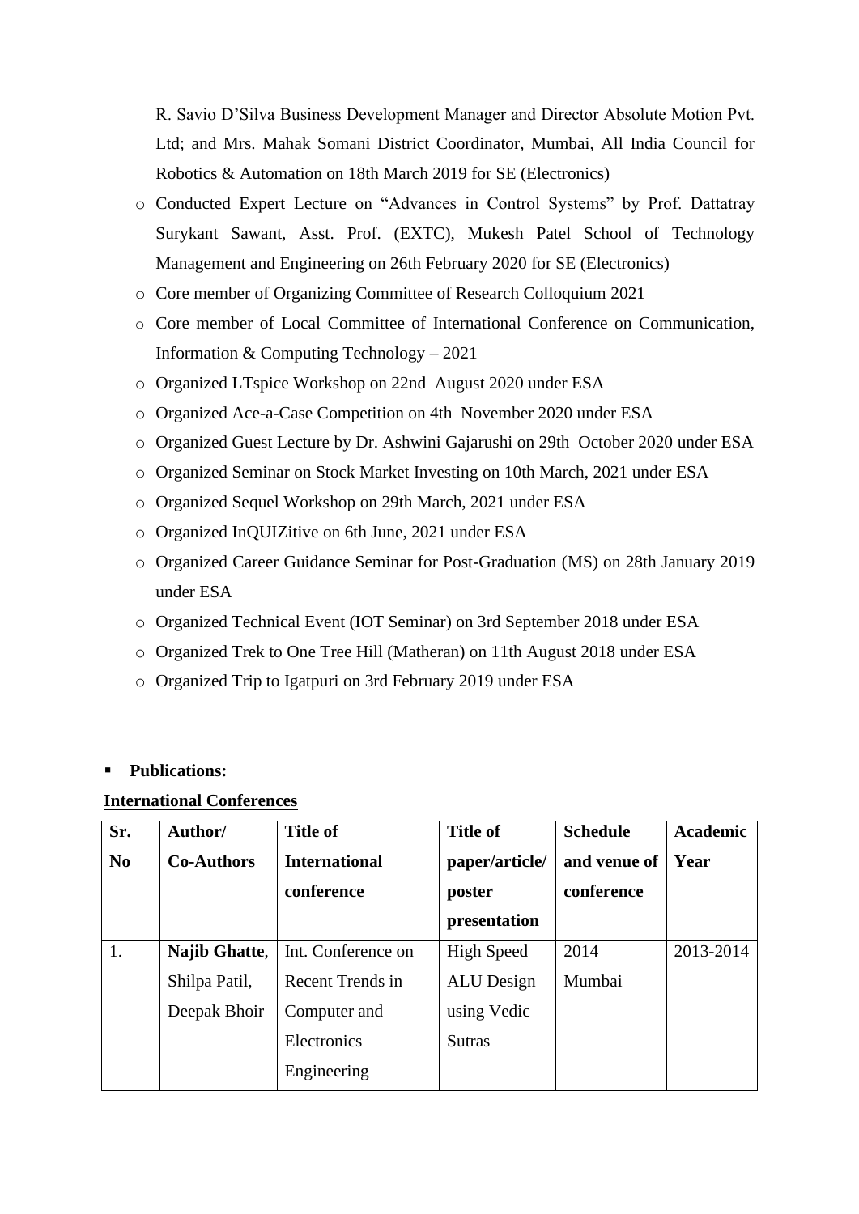R. Savio D'Silva Business Development Manager and Director Absolute Motion Pvt. Ltd; and Mrs. Mahak Somani District Coordinator, Mumbai, All India Council for Robotics & Automation on 18th March 2019 for SE (Electronics)

- Conducted Expert Lecture on "Advances in Control Systems" by Prof. Dattatray Surykant Sawant, Asst. Prof. (EXTC), Mukesh Patel School of Technology Management and Engineering on 26th February 2020 for SE (Electronics)
- Core member of Organizing Committee of Research Colloquium 2021
- Core member of Local Committee of International Conference on Communication, Information & Computing Technology – 2021
- Organized LTspice Workshop on 22nd August 2020 under ESA
- Organized Ace-a-Case Competition on 4th November 2020 under ESA
- Organized Guest Lecture by Dr. Ashwini Gajarushi on 29th October 2020 under ESA
- Organized Seminar on Stock Market Investing on 10th March, 2021 under ESA
- Organized Sequel Workshop on 29th March, 2021 under ESA
- Organized InQUIZitive on 6th June, 2021 under ESA
- Organized Career Guidance Seminar for Post-Graduation (MS) on 28th January 2019 under ESA
- Organized Technical Event (IOT Seminar) on 3rd September 2018 under ESA
- Organized Trek to One Tree Hill (Matheran) on 11th August 2018 under ESA
- Organized Trip to Igatpuri on 3rd February 2019 under ESA

- **Publications:**

**International Conferences**

| Sr. No | Author/ Co-Authors | Title of International conference | Title of paper/article/ poster presentation | Schedule and venue of conference | Academic Year |
|---|---|---|---|---|---|
| 1. | **Najib Ghatte**, Shilpa Patil, Deepak Bhoir | Int. Conference on Recent Trends in Computer and Electronics Engineering | High Speed ALU Design using Vedic Sutras | 2014 Mumbai | 2013-2014 |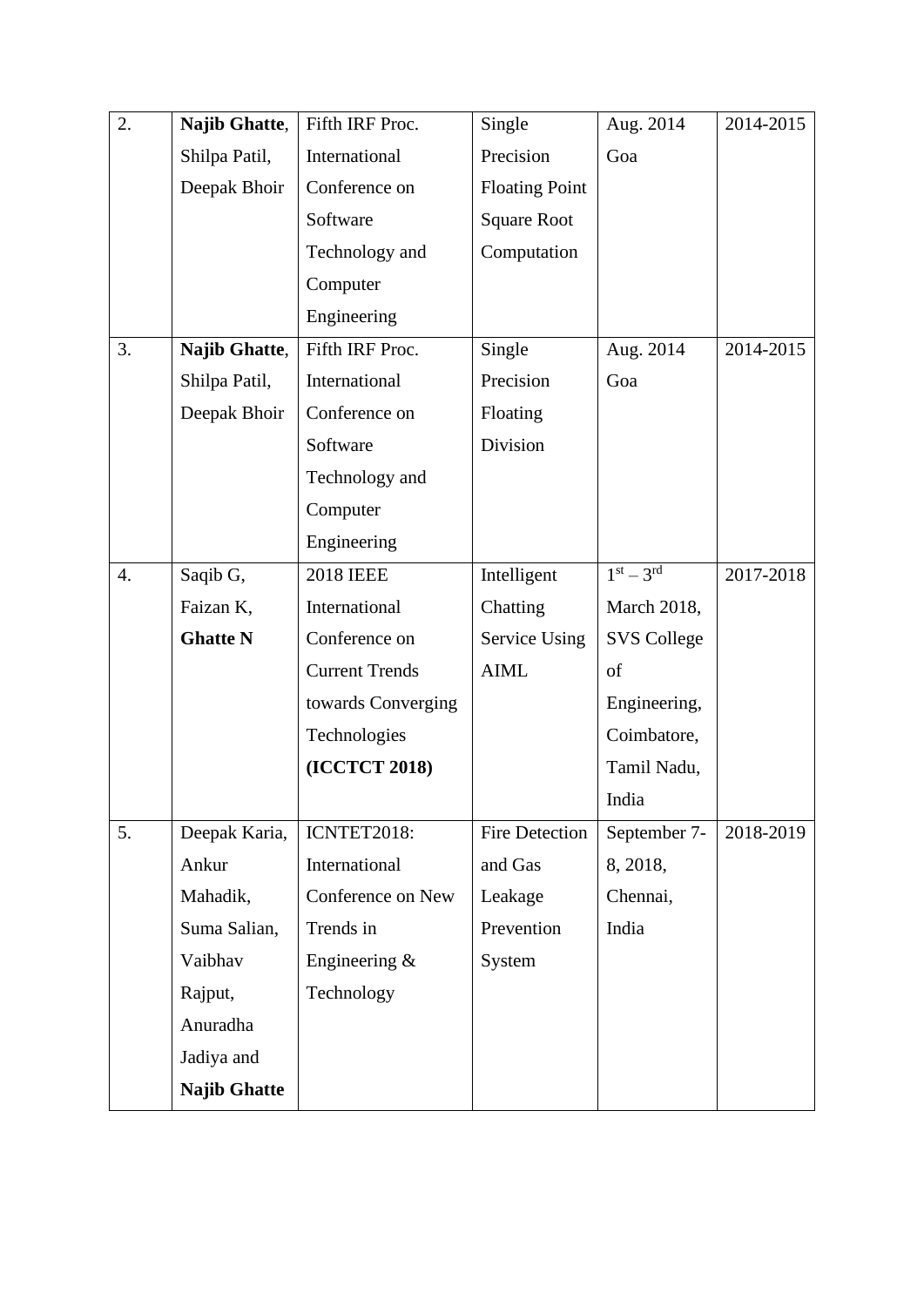| | | | | | |
|---|---|---|---|---|---|
| 2. | **Najib Ghatte**, Shilpa Patil, Deepak Bhoir | Fifth IRF Proc. International Conference on Software Technology and Computer Engineering | Single Precision Floating Point Square Root Computation | Aug. 2014 Goa | 2014-2015 |
| 3. | **Najib Ghatte**, Shilpa Patil, Deepak Bhoir | Fifth IRF Proc. International Conference on Software Technology and Computer Engineering | Single Precision Floating Division | Aug. 2014 Goa | 2014-2015 |
| 4. | Saqib G, Faizan K, **Ghatte N** | 2018 IEEE International Conference on Current Trends towards Converging Technologies **(ICCTCT 2018)** | Intelligent Chatting Service Using AIML | 1st – 3rd March 2018, SVS College of Engineering, Coimbatore, Tamil Nadu, India | 2017-2018 |
| 5. | Deepak Karia, Ankur Mahadik, Suma Salian, Vaibhav Rajput, Anuradha Jadiya and **Najib Ghatte** | ICNTET2018: International Conference on New Trends in Engineering & Technology | Fire Detection and Gas Leakage Prevention System | September 7-8, 2018, Chennai, India | 2018-2019 |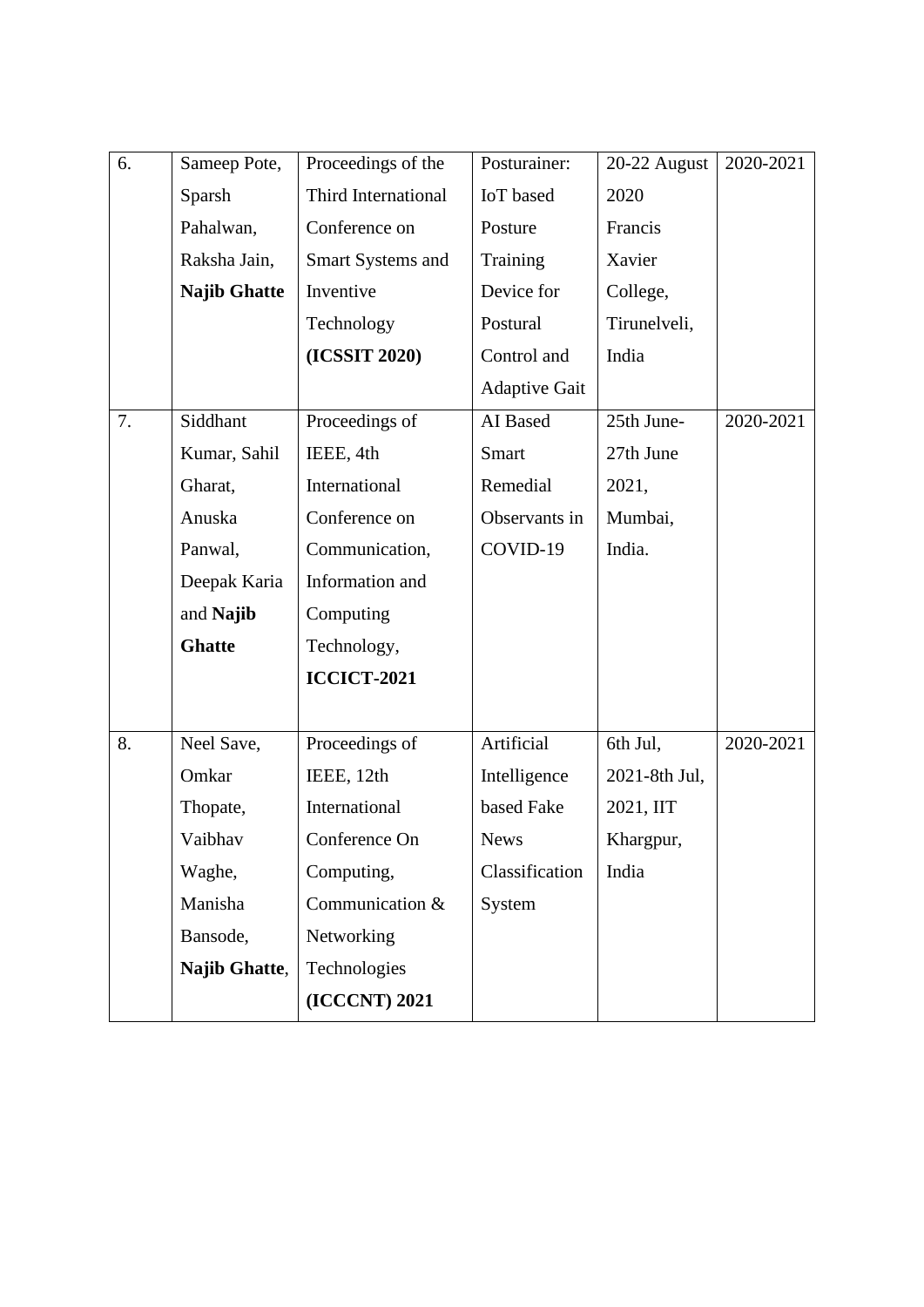| 6. | Sameep Pote, Sparsh Pahalwan, Raksha Jain, **Najib Ghatte** | Proceedings of the Third International Conference on Smart Systems and Inventive Technology **(ICSSIT 2020)** | Posturainer: IoT based Posture Training Device for Postural Control and Adaptive Gait | 20-22 August 2020 Francis Xavier College, Tirunelveli, India | 2020-2021 |
|---|---|---|---|---|---|
| 7. | Siddhant Kumar, Sahil Gharat, Anuska Panwal, Deepak Karia and **Najib Ghatte** | Proceedings of IEEE, 4th International Conference on Communication, Information and Computing Technology, **ICCICT-2021** | AI Based Smart Remedial Observants in COVID-19 | 25th June-27th June 2021, Mumbai, India. | 2020-2021 |
| 8. | Neel Save, Omkar Thopate, Vaibhav Waghe, Manisha Bansode, **Najib Ghatte**, | Proceedings of IEEE, 12th International Conference On Computing, Communication & Networking Technologies **(ICCCNT) 2021** | Artificial Intelligence based Fake News Classification System | 6th Jul, 2021-8th Jul, 2021, IIT Khargpur, India | 2020-2021 |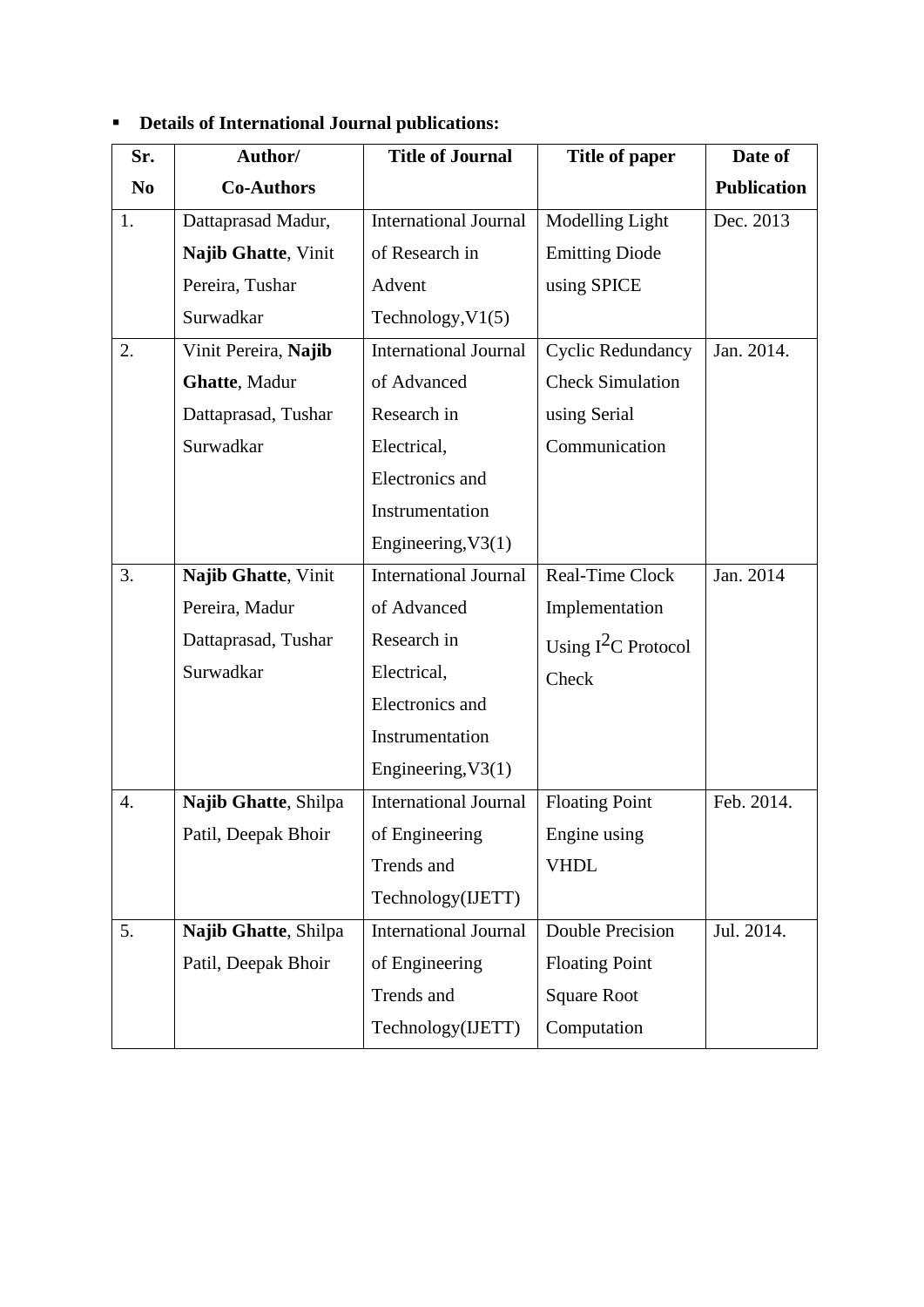- **Details of International Journal publications:**

| Sr. No | Author/ Co-Authors | Title of Journal | Title of paper | Date of Publication |
|---|---|---|---|---|
| 1. | Dattaprasad Madur, **Najib Ghatte**, Vinit Pereira, Tushar Surwadkar | International Journal of Research in Advent Technology,V1(5) | Modelling Light Emitting Diode using SPICE | Dec. 2013 |
| 2. | Vinit Pereira, **Najib Ghatte**, Madur Dattaprasad, Tushar Surwadkar | International Journal of Advanced Research in Electrical, Electronics and Instrumentation Engineering,V3(1) | Cyclic Redundancy Check Simulation using Serial Communication | Jan. 2014. |
| 3. | **Najib Ghatte**, Vinit Pereira, Madur Dattaprasad, Tushar Surwadkar | International Journal of Advanced Research in Electrical, Electronics and Instrumentation Engineering,V3(1) | Real-Time Clock Implementation Using $I^2C$ Protocol Check | Jan. 2014 |
| 4. | **Najib Ghatte**, Shilpa Patil, Deepak Bhoir | International Journal of Engineering Trends and Technology(IJETT) | Floating Point Engine using VHDL | Feb. 2014. |
| 5. | **Najib Ghatte**, Shilpa Patil, Deepak Bhoir | International Journal of Engineering Trends and Technology(IJETT) | Double Precision Floating Point Square Root Computation | Jul. 2014. |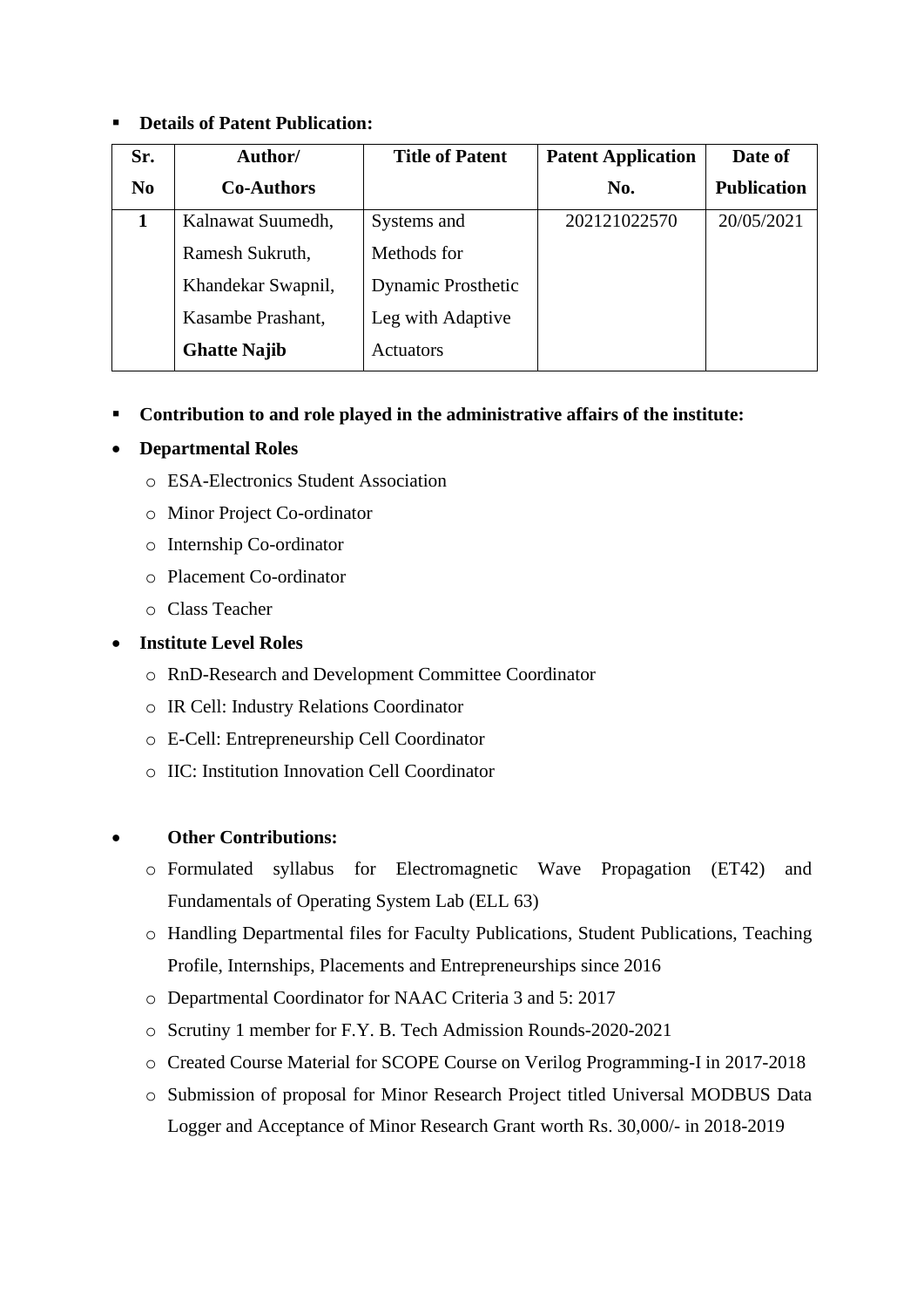- **Details of Patent Publication:**

| Sr. No | Author/ Co-Authors | Title of Patent | Patent Application No. | Date of Publication |
|---|---|---|---|---|
| **1** | Kalnawat Suumedh, Ramesh Sukruth, Khandekar Swapnil, Kasambe Prashant, **Ghatte Najib** | Systems and Methods for Dynamic Prosthetic Leg with Adaptive Actuators | 202121022570 | 20/05/2021 |

- **Contribution to and role played in the administrative affairs of the institute:**

- **Departmental Roles**
  - ESA-Electronics Student Association
  - Minor Project Co-ordinator
  - Internship Co-ordinator
  - Placement Co-ordinator
  - Class Teacher
- **Institute Level Roles**
  - RnD-Research and Development Committee Coordinator
  - IR Cell: Industry Relations Coordinator
  - E-Cell: Entrepreneurship Cell Coordinator
  - IIC: Institution Innovation Cell Coordinator

- **Other Contributions:**
  - Formulated syllabus for Electromagnetic Wave Propagation (ET42) and Fundamentals of Operating System Lab (ELL 63)
  - Handling Departmental files for Faculty Publications, Student Publications, Teaching Profile, Internships, Placements and Entrepreneurships since 2016
  - Departmental Coordinator for NAAC Criteria 3 and 5: 2017
  - Scrutiny 1 member for F.Y. B. Tech Admission Rounds-2020-2021
  - Created Course Material for SCOPE Course on Verilog Programming-I in 2017-2018
  - Submission of proposal for Minor Research Project titled Universal MODBUS Data Logger and Acceptance of Minor Research Grant worth Rs. 30,000/- in 2018-2019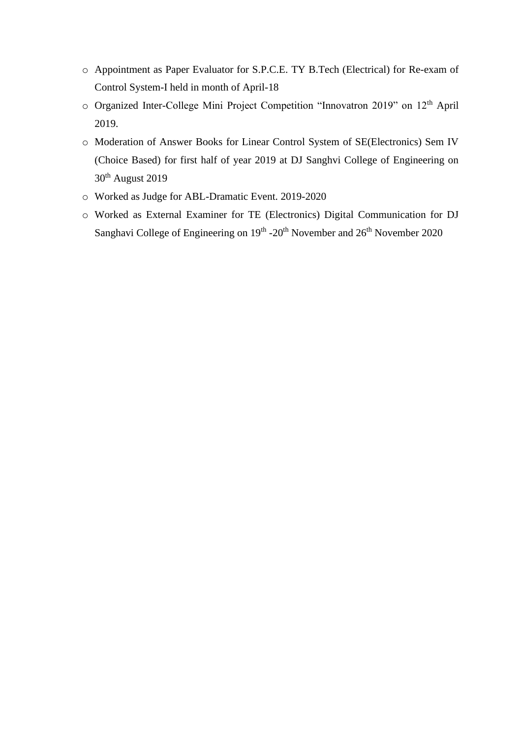- Appointment as Paper Evaluator for S.P.C.E. TY B.Tech (Electrical) for Re-exam of Control System-I held in month of April-18
- Organized Inter-College Mini Project Competition “Innovatron 2019” on 12th April 2019.
- Moderation of Answer Books for Linear Control System of SE(Electronics) Sem IV (Choice Based) for first half of year 2019 at DJ Sanghvi College of Engineering on 30th August 2019
- Worked as Judge for ABL-Dramatic Event. 2019-2020
- Worked as External Examiner for TE (Electronics) Digital Communication for DJ Sanghavi College of Engineering on 19th -20th November and 26th November 2020